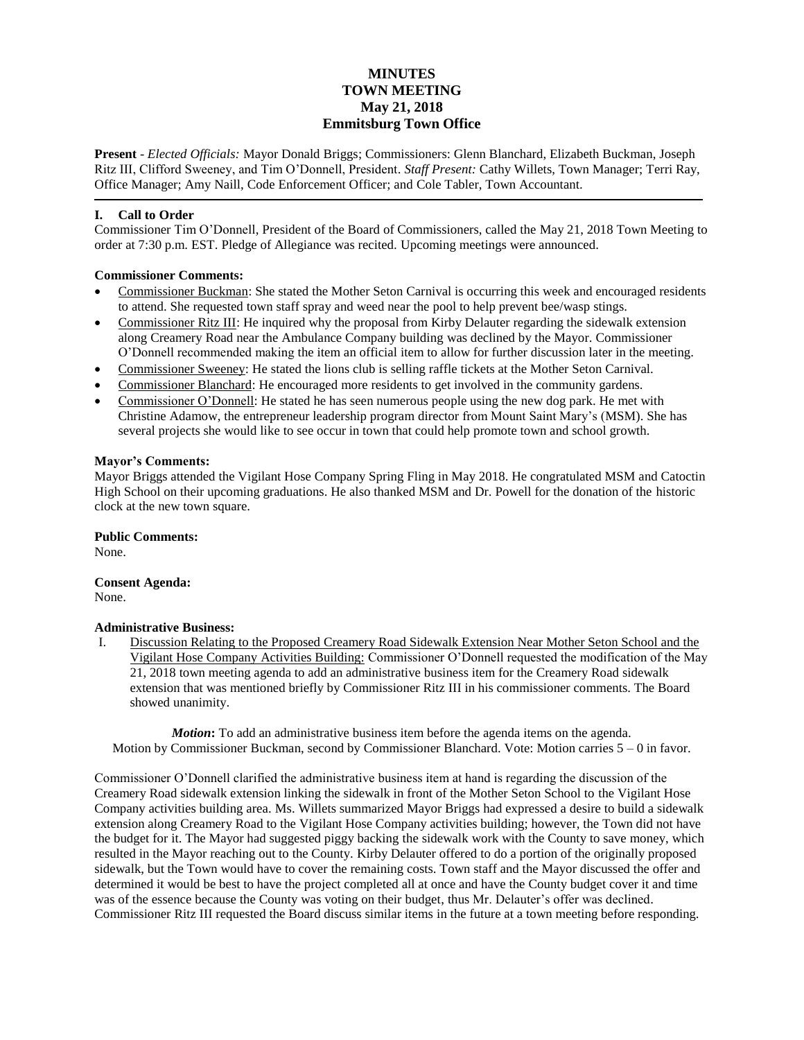# MINUTES
# TOWN MEETING
# May 21, 2018
# Emmitsburg Town Office

**Present** - *Elected Officials:* Mayor Donald Briggs; Commissioners: Glenn Blanchard, Elizabeth Buckman, Joseph Ritz III, Clifford Sweeney, and Tim O'Donnell, President. *Staff Present:* Cathy Willets, Town Manager; Terri Ray, Office Manager; Amy Naill, Code Enforcement Officer; and Cole Tabler, Town Accountant.

---

## I. Call to Order

Commissioner Tim O'Donnell, President of the Board of Commissioners, called the May 21, 2018 Town Meeting to order at 7:30 p.m. EST. Pledge of Allegiance was recited. Upcoming meetings were announced.

**Commissioner Comments:**

- Commissioner Buckman: She stated the Mother Seton Carnival is occurring this week and encouraged residents to attend. She requested town staff spray and weed near the pool to help prevent bee/wasp stings.
- Commissioner Ritz III: He inquired why the proposal from Kirby Delauter regarding the sidewalk extension along Creamery Road near the Ambulance Company building was declined by the Mayor. Commissioner O'Donnell recommended making the item an official item to allow for further discussion later in the meeting.
- Commissioner Sweeney: He stated the lions club is selling raffle tickets at the Mother Seton Carnival.
- Commissioner Blanchard: He encouraged more residents to get involved in the community gardens.
- Commissioner O'Donnell: He stated he has seen numerous people using the new dog park. He met with Christine Adamow, the entrepreneur leadership program director from Mount Saint Mary's (MSM). She has several projects she would like to see occur in town that could help promote town and school growth.

**Mayor's Comments:**

Mayor Briggs attended the Vigilant Hose Company Spring Fling in May 2018. He congratulated MSM and Catoctin High School on their upcoming graduations. He also thanked MSM and Dr. Powell for the donation of the historic clock at the new town square.

**Public Comments:**

None.

**Consent Agenda:**

None.

**Administrative Business:**

I. Discussion Relating to the Proposed Creamery Road Sidewalk Extension Near Mother Seton School and the Vigilant Hose Company Activities Building: Commissioner O'Donnell requested the modification of the May 21, 2018 town meeting agenda to add an administrative business item for the Creamery Road sidewalk extension that was mentioned briefly by Commissioner Ritz III in his commissioner comments. The Board showed unanimity.

*Motion***:** To add an administrative business item before the agenda items on the agenda.
Motion by Commissioner Buckman, second by Commissioner Blanchard. Vote: Motion carries 5 – 0 in favor.

Commissioner O'Donnell clarified the administrative business item at hand is regarding the discussion of the Creamery Road sidewalk extension linking the sidewalk in front of the Mother Seton School to the Vigilant Hose Company activities building area. Ms. Willets summarized Mayor Briggs had expressed a desire to build a sidewalk extension along Creamery Road to the Vigilant Hose Company activities building; however, the Town did not have the budget for it. The Mayor had suggested piggy backing the sidewalk work with the County to save money, which resulted in the Mayor reaching out to the County. Kirby Delauter offered to do a portion of the originally proposed sidewalk, but the Town would have to cover the remaining costs. Town staff and the Mayor discussed the offer and determined it would be best to have the project completed all at once and have the County budget cover it and time was of the essence because the County was voting on their budget, thus Mr. Delauter's offer was declined. Commissioner Ritz III requested the Board discuss similar items in the future at a town meeting before responding.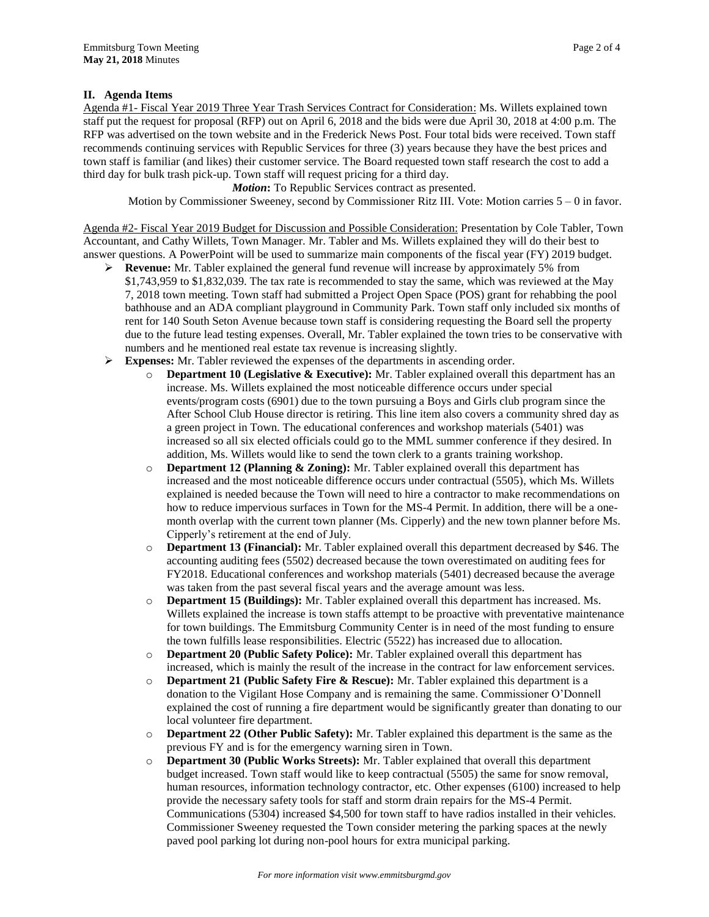## II. Agenda Items

Agenda #1- Fiscal Year 2019 Three Year Trash Services Contract for Consideration: Ms. Willets explained town staff put the request for proposal (RFP) out on April 6, 2018 and the bids were due April 30, 2018 at 4:00 p.m. The RFP was advertised on the town website and in the Frederick News Post. Four total bids were received. Town staff recommends continuing services with Republic Services for three (3) years because they have the best prices and town staff is familiar (and likes) their customer service. The Board requested town staff research the cost to add a third day for bulk trash pick-up. Town staff will request pricing for a third day.

***Motion*:** To Republic Services contract as presented.

Motion by Commissioner Sweeney, second by Commissioner Ritz III. Vote: Motion carries 5 – 0 in favor.

Agenda #2- Fiscal Year 2019 Budget for Discussion and Possible Consideration: Presentation by Cole Tabler, Town Accountant, and Cathy Willets, Town Manager. Mr. Tabler and Ms. Willets explained they will do their best to answer questions. A PowerPoint will be used to summarize main components of the fiscal year (FY) 2019 budget.

- **Revenue:** Mr. Tabler explained the general fund revenue will increase by approximately 5% from $1,743,959 to $1,832,039. The tax rate is recommended to stay the same, which was reviewed at the May 7, 2018 town meeting. Town staff had submitted a Project Open Space (POS) grant for rehabbing the pool bathhouse and an ADA compliant playground in Community Park. Town staff only included six months of rent for 140 South Seton Avenue because town staff is considering requesting the Board sell the property due to the future lead testing expenses. Overall, Mr. Tabler explained the town tries to be conservative with numbers and he mentioned real estate tax revenue is increasing slightly.
- **Expenses:** Mr. Tabler reviewed the expenses of the departments in ascending order.
  - **Department 10 (Legislative & Executive):** Mr. Tabler explained overall this department has an increase. Ms. Willets explained the most noticeable difference occurs under special events/program costs (6901) due to the town pursuing a Boys and Girls club program since the After School Club House director is retiring. This line item also covers a community shred day as a green project in Town. The educational conferences and workshop materials (5401) was increased so all six elected officials could go to the MML summer conference if they desired. In addition, Ms. Willets would like to send the town clerk to a grants training workshop.
  - **Department 12 (Planning & Zoning):** Mr. Tabler explained overall this department has increased and the most noticeable difference occurs under contractual (5505), which Ms. Willets explained is needed because the Town will need to hire a contractor to make recommendations on how to reduce impervious surfaces in Town for the MS-4 Permit. In addition, there will be a one-month overlap with the current town planner (Ms. Cipperly) and the new town planner before Ms. Cipperly's retirement at the end of July.
  - **Department 13 (Financial):** Mr. Tabler explained overall this department decreased by $46. The accounting auditing fees (5502) decreased because the town overestimated on auditing fees for FY2018. Educational conferences and workshop materials (5401) decreased because the average was taken from the past several fiscal years and the average amount was less.
  - **Department 15 (Buildings):** Mr. Tabler explained overall this department has increased. Ms. Willets explained the increase is town staffs attempt to be proactive with preventative maintenance for town buildings. The Emmitsburg Community Center is in need of the most funding to ensure the town fulfills lease responsibilities. Electric (5522) has increased due to allocation.
  - **Department 20 (Public Safety Police):** Mr. Tabler explained overall this department has increased, which is mainly the result of the increase in the contract for law enforcement services.
  - **Department 21 (Public Safety Fire & Rescue):** Mr. Tabler explained this department is a donation to the Vigilant Hose Company and is remaining the same. Commissioner O'Donnell explained the cost of running a fire department would be significantly greater than donating to our local volunteer fire department.
  - **Department 22 (Other Public Safety):** Mr. Tabler explained this department is the same as the previous FY and is for the emergency warning siren in Town.
  - **Department 30 (Public Works Streets):** Mr. Tabler explained that overall this department budget increased. Town staff would like to keep contractual (5505) the same for snow removal, human resources, information technology contractor, etc. Other expenses (6100) increased to help provide the necessary safety tools for staff and storm drain repairs for the MS-4 Permit. Communications (5304) increased $4,500 for town staff to have radios installed in their vehicles. Commissioner Sweeney requested the Town consider metering the parking spaces at the newly paved pool parking lot during non-pool hours for extra municipal parking.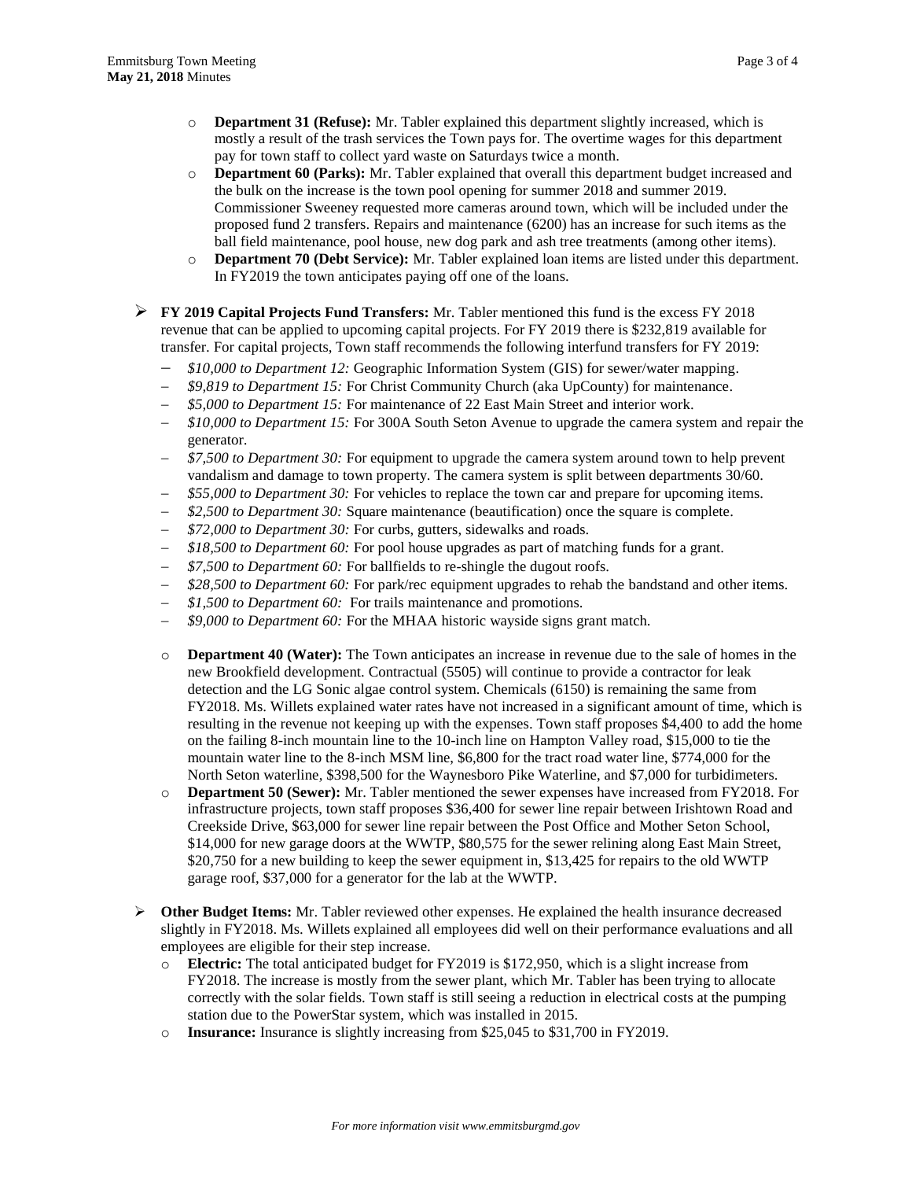- **Department 31 (Refuse):** Mr. Tabler explained this department slightly increased, which is mostly a result of the trash services the Town pays for. The overtime wages for this department pay for town staff to collect yard waste on Saturdays twice a month.
- **Department 60 (Parks):** Mr. Tabler explained that overall this department budget increased and the bulk on the increase is the town pool opening for summer 2018 and summer 2019. Commissioner Sweeney requested more cameras around town, which will be included under the proposed fund 2 transfers. Repairs and maintenance (6200) has an increase for such items as the ball field maintenance, pool house, new dog park and ash tree treatments (among other items).
- **Department 70 (Debt Service):** Mr. Tabler explained loan items are listed under this department. In FY2019 the town anticipates paying off one of the loans.

- **FY 2019 Capital Projects Fund Transfers:** Mr. Tabler mentioned this fund is the excess FY 2018 revenue that can be applied to upcoming capital projects. For FY 2019 there is $232,819 available for transfer. For capital projects, Town staff recommends the following interfund transfers for FY 2019:
  - *$10,000 to Department 12:* Geographic Information System (GIS) for sewer/water mapping.
  - *$9,819 to Department 15:* For Christ Community Church (aka UpCounty) for maintenance.
  - *$5,000 to Department 15:* For maintenance of 22 East Main Street and interior work.
  - *$10,000 to Department 15:* For 300A South Seton Avenue to upgrade the camera system and repair the generator.
  - *$7,500 to Department 30:* For equipment to upgrade the camera system around town to help prevent vandalism and damage to town property. The camera system is split between departments 30/60.
  - *$55,000 to Department 30:* For vehicles to replace the town car and prepare for upcoming items.
  - *$2,500 to Department 30:* Square maintenance (beautification) once the square is complete.
  - *$72,000 to Department 30:* For curbs, gutters, sidewalks and roads.
  - *$18,500 to Department 60:* For pool house upgrades as part of matching funds for a grant.
  - *$7,500 to Department 60:* For ballfields to re-shingle the dugout roofs.
  - *$28,500 to Department 60:* For park/rec equipment upgrades to rehab the bandstand and other items.
  - *$1,500 to Department 60:* For trails maintenance and promotions.
  - *$9,000 to Department 60:* For the MHAA historic wayside signs grant match.

  - **Department 40 (Water):** The Town anticipates an increase in revenue due to the sale of homes in the new Brookfield development. Contractual (5505) will continue to provide a contractor for leak detection and the LG Sonic algae control system. Chemicals (6150) is remaining the same from FY2018. Ms. Willets explained water rates have not increased in a significant amount of time, which is resulting in the revenue not keeping up with the expenses. Town staff proposes $4,400 to add the home on the failing 8-inch mountain line to the 10-inch line on Hampton Valley road, $15,000 to tie the mountain water line to the 8-inch MSM line, $6,800 for the tract road water line, $774,000 for the North Seton waterline, $398,500 for the Waynesboro Pike Waterline, and $7,000 for turbidimeters.
  - **Department 50 (Sewer):** Mr. Tabler mentioned the sewer expenses have increased from FY2018. For infrastructure projects, town staff proposes $36,400 for sewer line repair between Irishtown Road and Creekside Drive, $63,000 for sewer line repair between the Post Office and Mother Seton School, $14,000 for new garage doors at the WWTP, $80,575 for the sewer relining along East Main Street, $20,750 for a new building to keep the sewer equipment in, $13,425 for repairs to the old WWTP garage roof, $37,000 for a generator for the lab at the WWTP.

- **Other Budget Items:** Mr. Tabler reviewed other expenses. He explained the health insurance decreased slightly in FY2018. Ms. Willets explained all employees did well on their performance evaluations and all employees are eligible for their step increase.
  - **Electric:** The total anticipated budget for FY2019 is $172,950, which is a slight increase from FY2018. The increase is mostly from the sewer plant, which Mr. Tabler has been trying to allocate correctly with the solar fields. Town staff is still seeing a reduction in electrical costs at the pumping station due to the PowerStar system, which was installed in 2015.
  - **Insurance:** Insurance is slightly increasing from $25,045 to $31,700 in FY2019.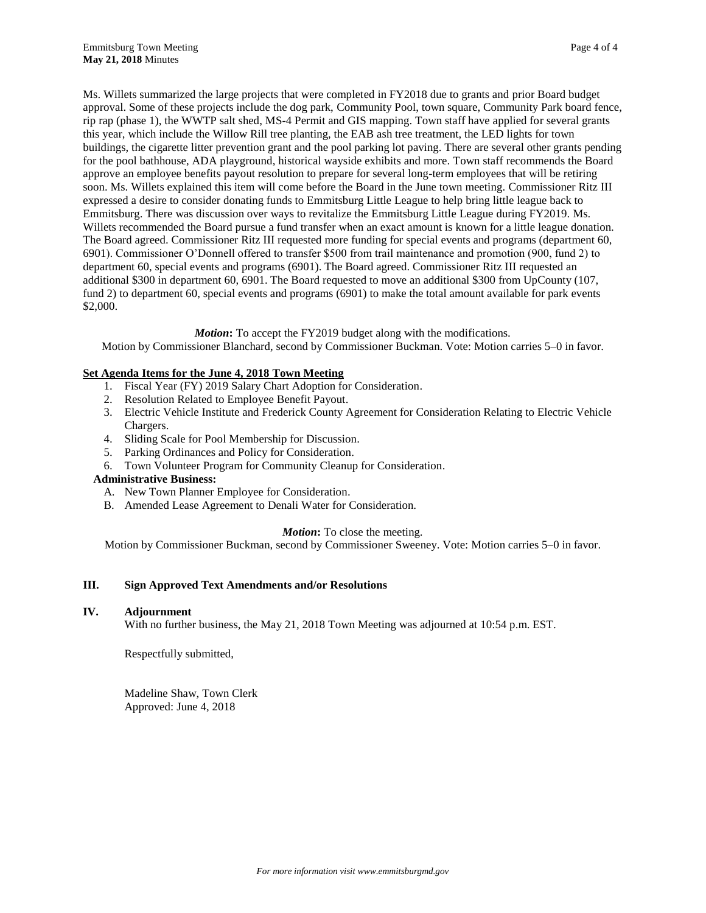Ms. Willets summarized the large projects that were completed in FY2018 due to grants and prior Board budget approval. Some of these projects include the dog park, Community Pool, town square, Community Park board fence, rip rap (phase 1), the WWTP salt shed, MS-4 Permit and GIS mapping. Town staff have applied for several grants this year, which include the Willow Rill tree planting, the EAB ash tree treatment, the LED lights for town buildings, the cigarette litter prevention grant and the pool parking lot paving. There are several other grants pending for the pool bathhouse, ADA playground, historical wayside exhibits and more. Town staff recommends the Board approve an employee benefits payout resolution to prepare for several long-term employees that will be retiring soon. Ms. Willets explained this item will come before the Board in the June town meeting. Commissioner Ritz III expressed a desire to consider donating funds to Emmitsburg Little League to help bring little league back to Emmitsburg. There was discussion over ways to revitalize the Emmitsburg Little League during FY2019. Ms. Willets recommended the Board pursue a fund transfer when an exact amount is known for a little league donation. The Board agreed. Commissioner Ritz III requested more funding for special events and programs (department 60, 6901). Commissioner O'Donnell offered to transfer $500 from trail maintenance and promotion (900, fund 2) to department 60, special events and programs (6901). The Board agreed. Commissioner Ritz III requested an additional $300 in department 60, 6901. The Board requested to move an additional $300 from UpCounty (107, fund 2) to department 60, special events and programs (6901) to make the total amount available for park events $2,000.

***Motion*:** To accept the FY2019 budget along with the modifications.
Motion by Commissioner Blanchard, second by Commissioner Buckman. Vote: Motion carries 5–0 in favor.

**Set Agenda Items for the June 4, 2018 Town Meeting**

1. Fiscal Year (FY) 2019 Salary Chart Adoption for Consideration.
2. Resolution Related to Employee Benefit Payout.
3. Electric Vehicle Institute and Frederick County Agreement for Consideration Relating to Electric Vehicle Chargers.
4. Sliding Scale for Pool Membership for Discussion.
5. Parking Ordinances and Policy for Consideration.
6. Town Volunteer Program for Community Cleanup for Consideration.

**Administrative Business:**

A. New Town Planner Employee for Consideration.
B. Amended Lease Agreement to Denali Water for Consideration.

***Motion*:** To close the meeting.
Motion by Commissioner Buckman, second by Commissioner Sweeney. Vote: Motion carries 5–0 in favor.

## III. Sign Approved Text Amendments and/or Resolutions

## IV. Adjournment

With no further business, the May 21, 2018 Town Meeting was adjourned at 10:54 p.m. EST.

Respectfully submitted,

Madeline Shaw, Town Clerk
Approved: June 4, 2018

*For more information visit www.emmitsburgmd.gov*